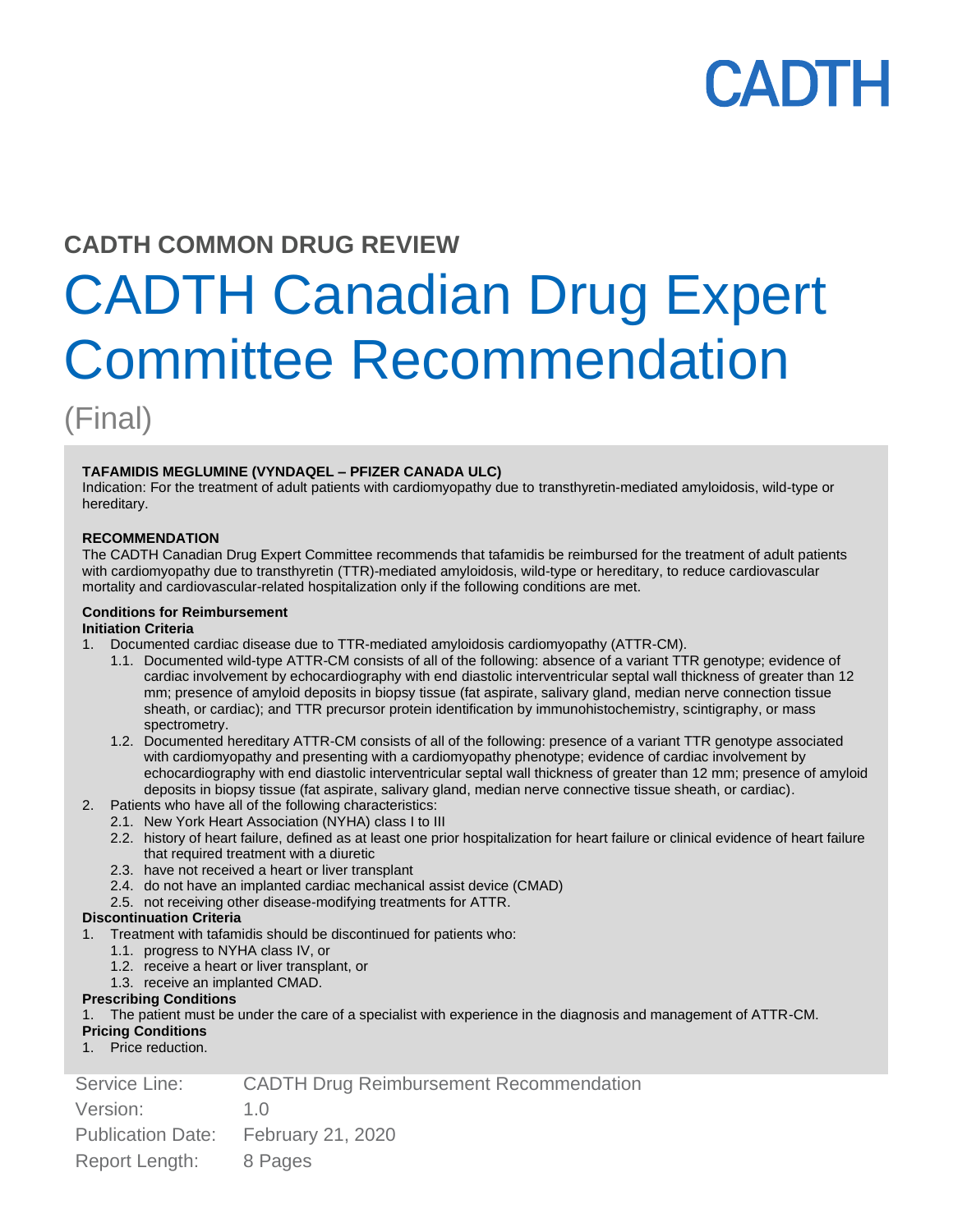# CADTH

## CADTH COMMON DRUG REVIEW

# CADTH Canadian Drug Expert Committee Recommendation

(Final)

**TAFAMIDIS MEGLUMINE (VYNDAQEL – PFIZER CANADA ULC)**

Indication: For the treatment of adult patients with cardiomyopathy due to transthyretin-mediated amyloidosis, wild-type or hereditary.

**RECOMMENDATION**

The CADTH Canadian Drug Expert Committee recommends that tafamidis be reimbursed for the treatment of adult patients with cardiomyopathy due to transthyretin (TTR)-mediated amyloidosis, wild-type or hereditary, to reduce cardiovascular mortality and cardiovascular-related hospitalization only if the following conditions are met.

**Conditions for Reimbursement**

**Initiation Criteria**

1. Documented cardiac disease due to TTR-mediated amyloidosis cardiomyopathy (ATTR-CM).
   - 1.1. Documented wild-type ATTR-CM consists of all of the following: absence of a variant TTR genotype; evidence of cardiac involvement by echocardiography with end diastolic interventricular septal wall thickness of greater than 12 mm; presence of amyloid deposits in biopsy tissue (fat aspirate, salivary gland, median nerve connection tissue sheath, or cardiac); and TTR precursor protein identification by immunohistochemistry, scintigraphy, or mass spectrometry.
   - 1.2. Documented hereditary ATTR-CM consists of all of the following: presence of a variant TTR genotype associated with cardiomyopathy and presenting with a cardiomyopathy phenotype; evidence of cardiac involvement by echocardiography with end diastolic interventricular septal wall thickness of greater than 12 mm; presence of amyloid deposits in biopsy tissue (fat aspirate, salivary gland, median nerve connective tissue sheath, or cardiac).
2. Patients who have all of the following characteristics:
   - 2.1. New York Heart Association (NYHA) class I to III
   - 2.2. history of heart failure, defined as at least one prior hospitalization for heart failure or clinical evidence of heart failure that required treatment with a diuretic
   - 2.3. have not received a heart or liver transplant
   - 2.4. do not have an implanted cardiac mechanical assist device (CMAD)
   - 2.5. not receiving other disease-modifying treatments for ATTR.

**Discontinuation Criteria**

1. Treatment with tafamidis should be discontinued for patients who:
   - 1.1. progress to NYHA class IV, or
   - 1.2. receive a heart or liver transplant, or
   - 1.3. receive an implanted CMAD.

**Prescribing Conditions**

1. The patient must be under the care of a specialist with experience in the diagnosis and management of ATTR-CM.

**Pricing Conditions**

1. Price reduction.

| | |
|---|---|
| Service Line: | CADTH Drug Reimbursement Recommendation |
| Version: | 1.0 |
| Publication Date: | February 21, 2020 |
| Report Length: | 8 Pages |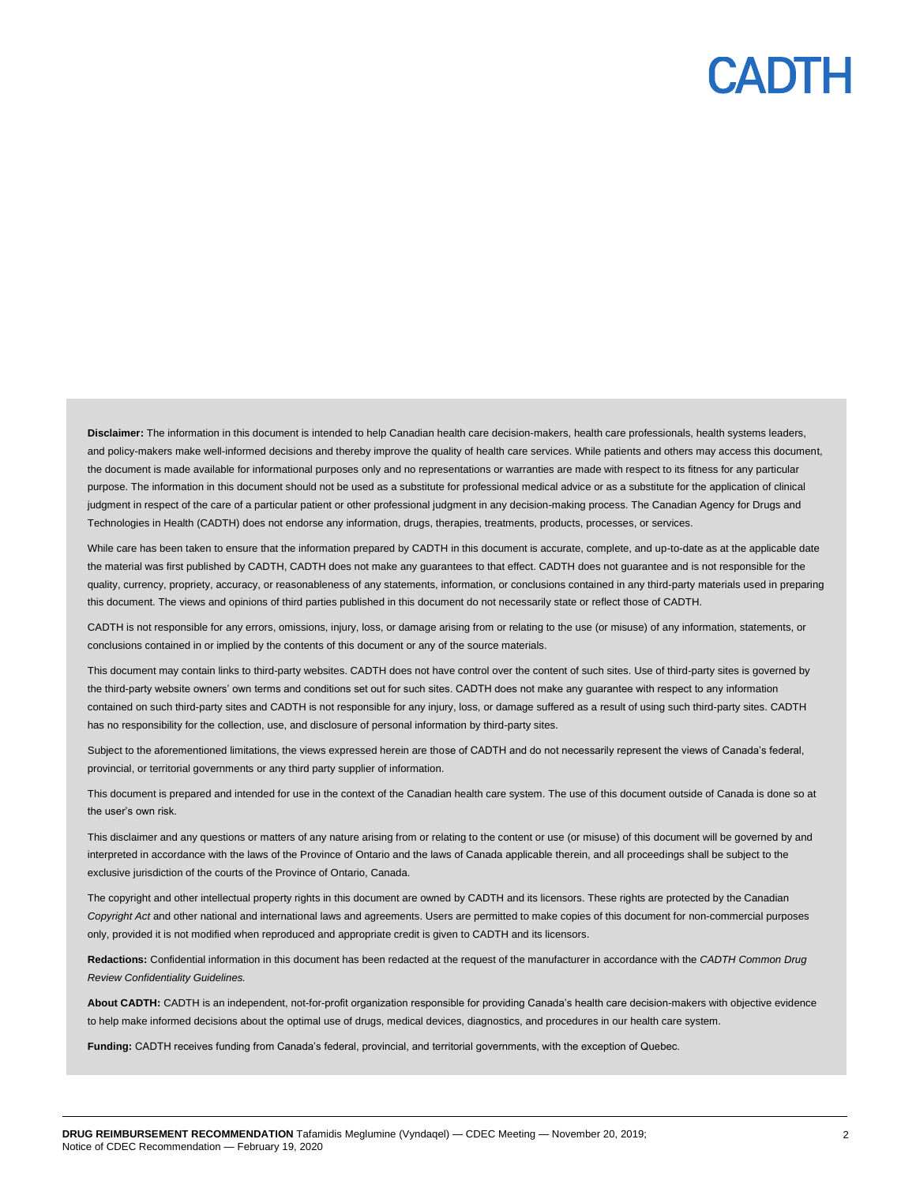**Disclaimer:** The information in this document is intended to help Canadian health care decision-makers, health care professionals, health systems leaders, and policy-makers make well-informed decisions and thereby improve the quality of health care services. While patients and others may access this document, the document is made available for informational purposes only and no representations or warranties are made with respect to its fitness for any particular purpose. The information in this document should not be used as a substitute for professional medical advice or as a substitute for the application of clinical judgment in respect of the care of a particular patient or other professional judgment in any decision-making process. The Canadian Agency for Drugs and Technologies in Health (CADTH) does not endorse any information, drugs, therapies, treatments, products, processes, or services.

While care has been taken to ensure that the information prepared by CADTH in this document is accurate, complete, and up-to-date as at the applicable date the material was first published by CADTH, CADTH does not make any guarantees to that effect. CADTH does not guarantee and is not responsible for the quality, currency, propriety, accuracy, or reasonableness of any statements, information, or conclusions contained in any third-party materials used in preparing this document. The views and opinions of third parties published in this document do not necessarily state or reflect those of CADTH.

CADTH is not responsible for any errors, omissions, injury, loss, or damage arising from or relating to the use (or misuse) of any information, statements, or conclusions contained in or implied by the contents of this document or any of the source materials.

This document may contain links to third-party websites. CADTH does not have control over the content of such sites. Use of third-party sites is governed by the third-party website owners' own terms and conditions set out for such sites. CADTH does not make any guarantee with respect to any information contained on such third-party sites and CADTH is not responsible for any injury, loss, or damage suffered as a result of using such third-party sites. CADTH has no responsibility for the collection, use, and disclosure of personal information by third-party sites.

Subject to the aforementioned limitations, the views expressed herein are those of CADTH and do not necessarily represent the views of Canada's federal, provincial, or territorial governments or any third party supplier of information.

This document is prepared and intended for use in the context of the Canadian health care system. The use of this document outside of Canada is done so at the user's own risk.

This disclaimer and any questions or matters of any nature arising from or relating to the content or use (or misuse) of this document will be governed by and interpreted in accordance with the laws of the Province of Ontario and the laws of Canada applicable therein, and all proceedings shall be subject to the exclusive jurisdiction of the courts of the Province of Ontario, Canada.

The copyright and other intellectual property rights in this document are owned by CADTH and its licensors. These rights are protected by the Canadian *Copyright Act* and other national and international laws and agreements. Users are permitted to make copies of this document for non-commercial purposes only, provided it is not modified when reproduced and appropriate credit is given to CADTH and its licensors.

**Redactions:** Confidential information in this document has been redacted at the request of the manufacturer in accordance with the *CADTH Common Drug Review Confidentiality Guidelines.*

**About CADTH:** CADTH is an independent, not-for-profit organization responsible for providing Canada's health care decision-makers with objective evidence to help make informed decisions about the optimal use of drugs, medical devices, diagnostics, and procedures in our health care system.

**Funding:** CADTH receives funding from Canada's federal, provincial, and territorial governments, with the exception of Quebec.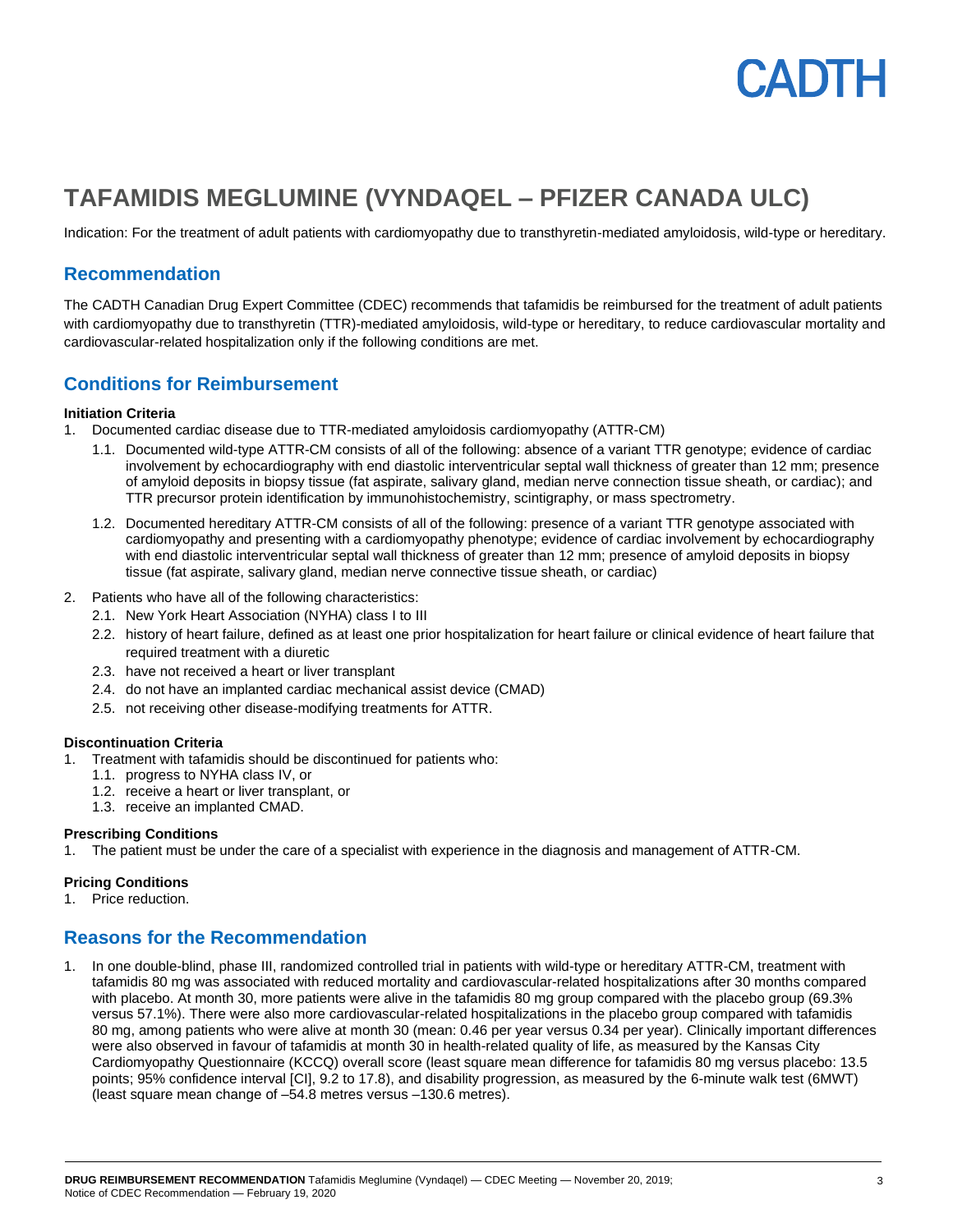# TAFAMIDIS MEGLUMINE (VYNDAQEL – PFIZER CANADA ULC)

Indication: For the treatment of adult patients with cardiomyopathy due to transthyretin-mediated amyloidosis, wild-type or hereditary.

## Recommendation

The CADTH Canadian Drug Expert Committee (CDEC) recommends that tafamidis be reimbursed for the treatment of adult patients with cardiomyopathy due to transthyretin (TTR)-mediated amyloidosis, wild-type or hereditary, to reduce cardiovascular mortality and cardiovascular-related hospitalization only if the following conditions are met.

## Conditions for Reimbursement

**Initiation Criteria**

1. Documented cardiac disease due to TTR-mediated amyloidosis cardiomyopathy (ATTR-CM)
   1.1. Documented wild-type ATTR-CM consists of all of the following: absence of a variant TTR genotype; evidence of cardiac involvement by echocardiography with end diastolic interventricular septal wall thickness of greater than 12 mm; presence of amyloid deposits in biopsy tissue (fat aspirate, salivary gland, median nerve connection tissue sheath, or cardiac); and TTR precursor protein identification by immunohistochemistry, scintigraphy, or mass spectrometry.
   1.2. Documented hereditary ATTR-CM consists of all of the following: presence of a variant TTR genotype associated with cardiomyopathy and presenting with a cardiomyopathy phenotype; evidence of cardiac involvement by echocardiography with end diastolic interventricular septal wall thickness of greater than 12 mm; presence of amyloid deposits in biopsy tissue (fat aspirate, salivary gland, median nerve connective tissue sheath, or cardiac)
2. Patients who have all of the following characteristics:
   2.1. New York Heart Association (NYHA) class I to III
   2.2. history of heart failure, defined as at least one prior hospitalization for heart failure or clinical evidence of heart failure that required treatment with a diuretic
   2.3. have not received a heart or liver transplant
   2.4. do not have an implanted cardiac mechanical assist device (CMAD)
   2.5. not receiving other disease-modifying treatments for ATTR.

**Discontinuation Criteria**

1. Treatment with tafamidis should be discontinued for patients who:
   1.1. progress to NYHA class IV, or
   1.2. receive a heart or liver transplant, or
   1.3. receive an implanted CMAD.

**Prescribing Conditions**

1. The patient must be under the care of a specialist with experience in the diagnosis and management of ATTR-CM.

**Pricing Conditions**

1. Price reduction.

## Reasons for the Recommendation

1. In one double-blind, phase III, randomized controlled trial in patients with wild-type or hereditary ATTR-CM, treatment with tafamidis 80 mg was associated with reduced mortality and cardiovascular-related hospitalizations after 30 months compared with placebo. At month 30, more patients were alive in the tafamidis 80 mg group compared with the placebo group (69.3% versus 57.1%). There were also more cardiovascular-related hospitalizations in the placebo group compared with tafamidis 80 mg, among patients who were alive at month 30 (mean: 0.46 per year versus 0.34 per year). Clinically important differences were also observed in favour of tafamidis at month 30 in health-related quality of life, as measured by the Kansas City Cardiomyopathy Questionnaire (KCCQ) overall score (least square mean difference for tafamidis 80 mg versus placebo: 13.5 points; 95% confidence interval [CI], 9.2 to 17.8), and disability progression, as measured by the 6-minute walk test (6MWT) (least square mean change of –54.8 metres versus –130.6 metres).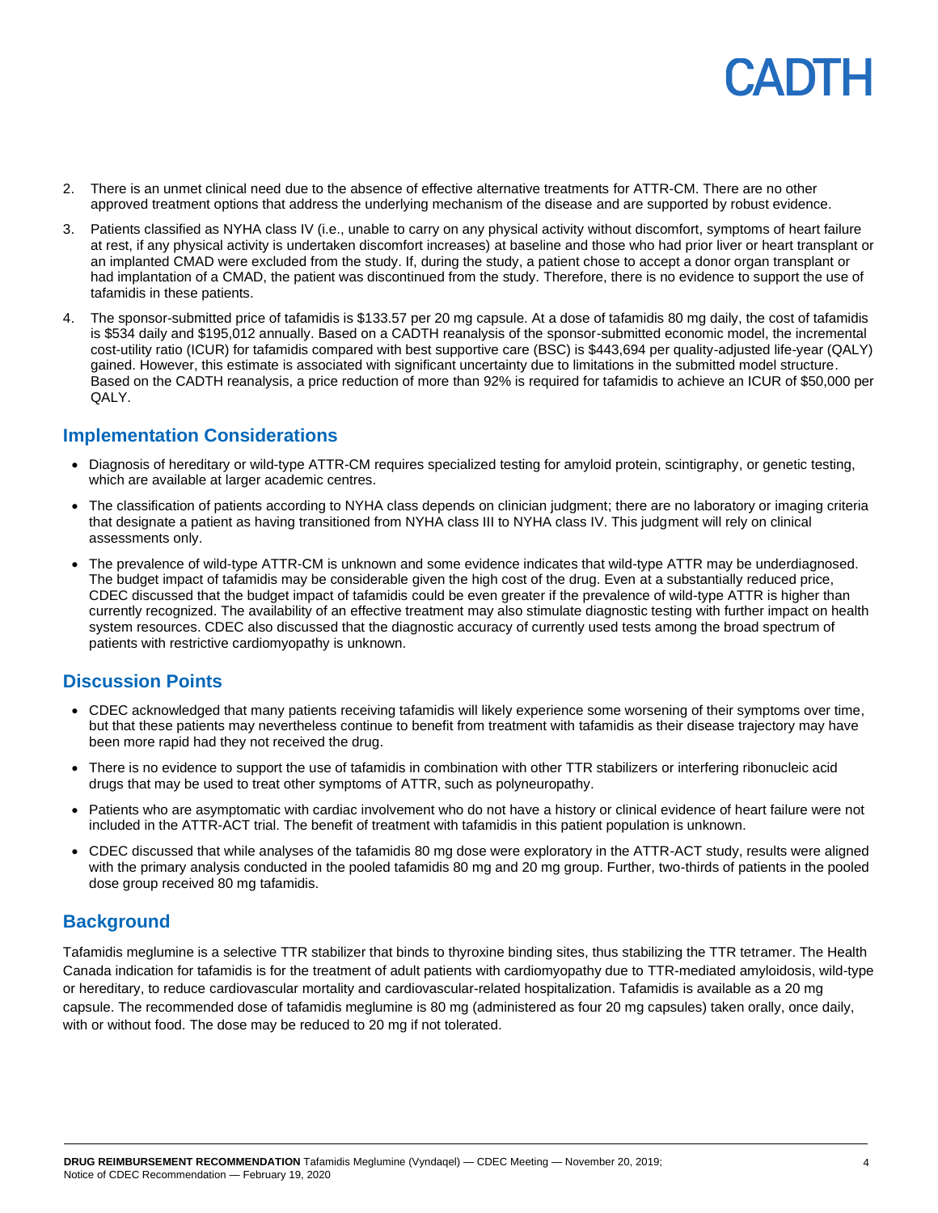2. There is an unmet clinical need due to the absence of effective alternative treatments for ATTR-CM. There are no other approved treatment options that address the underlying mechanism of the disease and are supported by robust evidence.

3. Patients classified as NYHA class IV (i.e., unable to carry on any physical activity without discomfort, symptoms of heart failure at rest, if any physical activity is undertaken discomfort increases) at baseline and those who had prior liver or heart transplant or an implanted CMAD were excluded from the study. If, during the study, a patient chose to accept a donor organ transplant or had implantation of a CMAD, the patient was discontinued from the study. Therefore, there is no evidence to support the use of tafamidis in these patients.

4. The sponsor-submitted price of tafamidis is $133.57 per 20 mg capsule. At a dose of tafamidis 80 mg daily, the cost of tafamidis is $534 daily and $195,012 annually. Based on a CADTH reanalysis of the sponsor-submitted economic model, the incremental cost-utility ratio (ICUR) for tafamidis compared with best supportive care (BSC) is $443,694 per quality-adjusted life-year (QALY) gained. However, this estimate is associated with significant uncertainty due to limitations in the submitted model structure. Based on the CADTH reanalysis, a price reduction of more than 92% is required for tafamidis to achieve an ICUR of $50,000 per QALY.

## Implementation Considerations

- Diagnosis of hereditary or wild-type ATTR-CM requires specialized testing for amyloid protein, scintigraphy, or genetic testing, which are available at larger academic centres.
- The classification of patients according to NYHA class depends on clinician judgment; there are no laboratory or imaging criteria that designate a patient as having transitioned from NYHA class III to NYHA class IV. This judgment will rely on clinical assessments only.
- The prevalence of wild-type ATTR-CM is unknown and some evidence indicates that wild-type ATTR may be underdiagnosed. The budget impact of tafamidis may be considerable given the high cost of the drug. Even at a substantially reduced price, CDEC discussed that the budget impact of tafamidis could be even greater if the prevalence of wild-type ATTR is higher than currently recognized. The availability of an effective treatment may also stimulate diagnostic testing with further impact on health system resources. CDEC also discussed that the diagnostic accuracy of currently used tests among the broad spectrum of patients with restrictive cardiomyopathy is unknown.

## Discussion Points

- CDEC acknowledged that many patients receiving tafamidis will likely experience some worsening of their symptoms over time, but that these patients may nevertheless continue to benefit from treatment with tafamidis as their disease trajectory may have been more rapid had they not received the drug.
- There is no evidence to support the use of tafamidis in combination with other TTR stabilizers or interfering ribonucleic acid drugs that may be used to treat other symptoms of ATTR, such as polyneuropathy.
- Patients who are asymptomatic with cardiac involvement who do not have a history or clinical evidence of heart failure were not included in the ATTR-ACT trial. The benefit of treatment with tafamidis in this patient population is unknown.
- CDEC discussed that while analyses of the tafamidis 80 mg dose were exploratory in the ATTR-ACT study, results were aligned with the primary analysis conducted in the pooled tafamidis 80 mg and 20 mg group. Further, two-thirds of patients in the pooled dose group received 80 mg tafamidis.

## Background

Tafamidis meglumine is a selective TTR stabilizer that binds to thyroxine binding sites, thus stabilizing the TTR tetramer. The Health Canada indication for tafamidis is for the treatment of adult patients with cardiomyopathy due to TTR-mediated amyloidosis, wild-type or hereditary, to reduce cardiovascular mortality and cardiovascular-related hospitalization. Tafamidis is available as a 20 mg capsule. The recommended dose of tafamidis meglumine is 80 mg (administered as four 20 mg capsules) taken orally, once daily, with or without food. The dose may be reduced to 20 mg if not tolerated.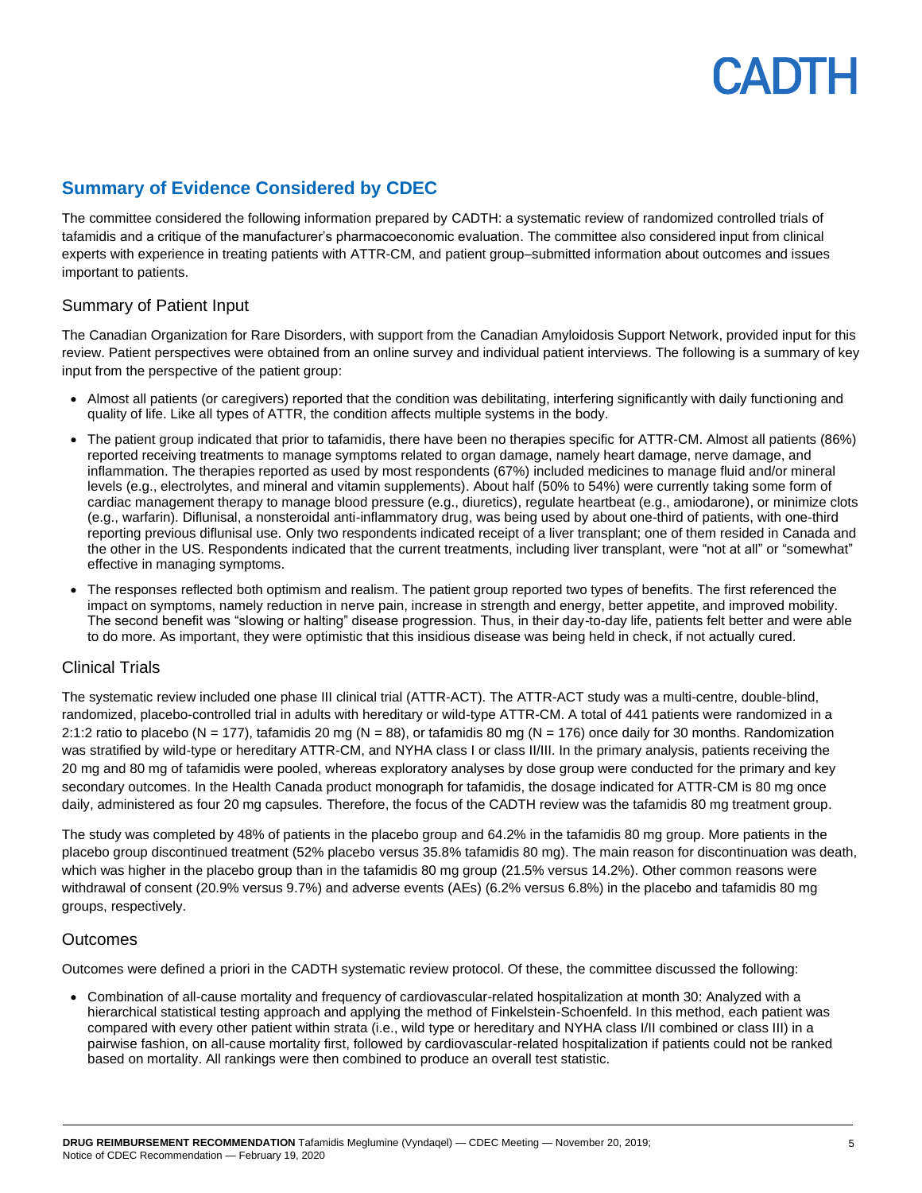## Summary of Evidence Considered by CDEC

The committee considered the following information prepared by CADTH: a systematic review of randomized controlled trials of tafamidis and a critique of the manufacturer's pharmacoeconomic evaluation. The committee also considered input from clinical experts with experience in treating patients with ATTR-CM, and patient group–submitted information about outcomes and issues important to patients.

### Summary of Patient Input

The Canadian Organization for Rare Disorders, with support from the Canadian Amyloidosis Support Network, provided input for this review. Patient perspectives were obtained from an online survey and individual patient interviews. The following is a summary of key input from the perspective of the patient group:

- Almost all patients (or caregivers) reported that the condition was debilitating, interfering significantly with daily functioning and quality of life. Like all types of ATTR, the condition affects multiple systems in the body.
- The patient group indicated that prior to tafamidis, there have been no therapies specific for ATTR-CM. Almost all patients (86%) reported receiving treatments to manage symptoms related to organ damage, namely heart damage, nerve damage, and inflammation. The therapies reported as used by most respondents (67%) included medicines to manage fluid and/or mineral levels (e.g., electrolytes, and mineral and vitamin supplements). About half (50% to 54%) were currently taking some form of cardiac management therapy to manage blood pressure (e.g., diuretics), regulate heartbeat (e.g., amiodarone), or minimize clots (e.g., warfarin). Diflunisal, a nonsteroidal anti-inflammatory drug, was being used by about one-third of patients, with one-third reporting previous diflunisal use. Only two respondents indicated receipt of a liver transplant; one of them resided in Canada and the other in the US. Respondents indicated that the current treatments, including liver transplant, were "not at all" or "somewhat" effective in managing symptoms.
- The responses reflected both optimism and realism. The patient group reported two types of benefits. The first referenced the impact on symptoms, namely reduction in nerve pain, increase in strength and energy, better appetite, and improved mobility. The second benefit was "slowing or halting" disease progression. Thus, in their day-to-day life, patients felt better and were able to do more. As important, they were optimistic that this insidious disease was being held in check, if not actually cured.

### Clinical Trials

The systematic review included one phase III clinical trial (ATTR-ACT). The ATTR-ACT study was a multi-centre, double-blind, randomized, placebo-controlled trial in adults with hereditary or wild-type ATTR-CM. A total of 441 patients were randomized in a 2:1:2 ratio to placebo (N = 177), tafamidis 20 mg (N = 88), or tafamidis 80 mg (N = 176) once daily for 30 months. Randomization was stratified by wild-type or hereditary ATTR-CM, and NYHA class I or class II/III. In the primary analysis, patients receiving the 20 mg and 80 mg of tafamidis were pooled, whereas exploratory analyses by dose group were conducted for the primary and key secondary outcomes. In the Health Canada product monograph for tafamidis, the dosage indicated for ATTR-CM is 80 mg once daily, administered as four 20 mg capsules. Therefore, the focus of the CADTH review was the tafamidis 80 mg treatment group.

The study was completed by 48% of patients in the placebo group and 64.2% in the tafamidis 80 mg group. More patients in the placebo group discontinued treatment (52% placebo versus 35.8% tafamidis 80 mg). The main reason for discontinuation was death, which was higher in the placebo group than in the tafamidis 80 mg group (21.5% versus 14.2%). Other common reasons were withdrawal of consent (20.9% versus 9.7%) and adverse events (AEs) (6.2% versus 6.8%) in the placebo and tafamidis 80 mg groups, respectively.

### Outcomes

Outcomes were defined a priori in the CADTH systematic review protocol. Of these, the committee discussed the following:

- Combination of all-cause mortality and frequency of cardiovascular-related hospitalization at month 30: Analyzed with a hierarchical statistical testing approach and applying the method of Finkelstein-Schoenfeld. In this method, each patient was compared with every other patient within strata (i.e., wild type or hereditary and NYHA class I/II combined or class III) in a pairwise fashion, on all-cause mortality first, followed by cardiovascular-related hospitalization if patients could not be ranked based on mortality. All rankings were then combined to produce an overall test statistic.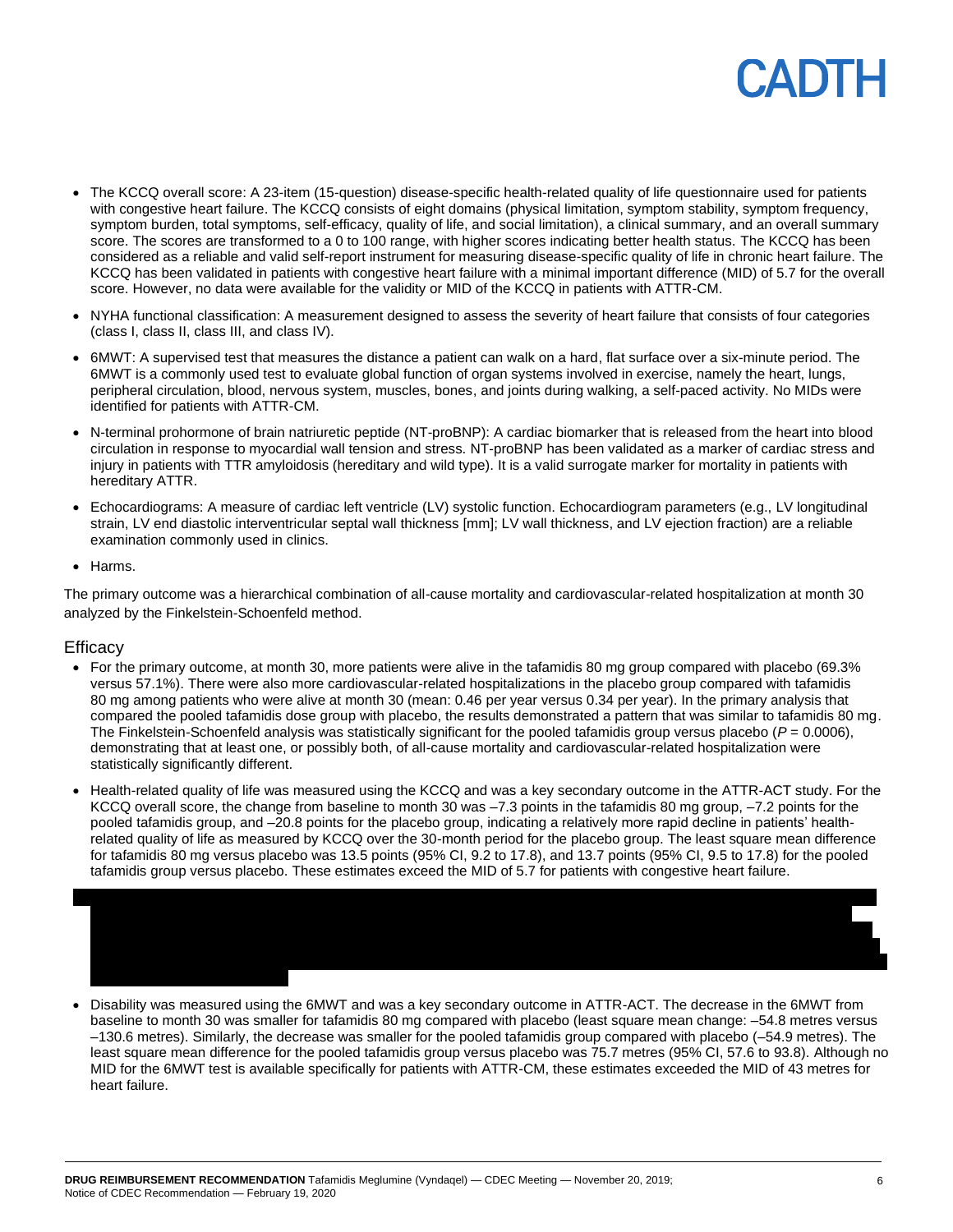- The KCCQ overall score: A 23-item (15-question) disease-specific health-related quality of life questionnaire used for patients with congestive heart failure. The KCCQ consists of eight domains (physical limitation, symptom stability, symptom frequency, symptom burden, total symptoms, self-efficacy, quality of life, and social limitation), a clinical summary, and an overall summary score. The scores are transformed to a 0 to 100 range, with higher scores indicating better health status. The KCCQ has been considered as a reliable and valid self-report instrument for measuring disease-specific quality of life in chronic heart failure. The KCCQ has been validated in patients with congestive heart failure with a minimal important difference (MID) of 5.7 for the overall score. However, no data were available for the validity or MID of the KCCQ in patients with ATTR-CM.
- NYHA functional classification: A measurement designed to assess the severity of heart failure that consists of four categories (class I, class II, class III, and class IV).
- 6MWT: A supervised test that measures the distance a patient can walk on a hard, flat surface over a six-minute period. The 6MWT is a commonly used test to evaluate global function of organ systems involved in exercise, namely the heart, lungs, peripheral circulation, blood, nervous system, muscles, bones, and joints during walking, a self-paced activity. No MIDs were identified for patients with ATTR-CM.
- N-terminal prohormone of brain natriuretic peptide (NT-proBNP): A cardiac biomarker that is released from the heart into blood circulation in response to myocardial wall tension and stress. NT-proBNP has been validated as a marker of cardiac stress and injury in patients with TTR amyloidosis (hereditary and wild type). It is a valid surrogate marker for mortality in patients with hereditary ATTR.
- Echocardiograms: A measure of cardiac left ventricle (LV) systolic function. Echocardiogram parameters (e.g., LV longitudinal strain, LV end diastolic interventricular septal wall thickness [mm]; LV wall thickness, and LV ejection fraction) are a reliable examination commonly used in clinics.
- Harms.

The primary outcome was a hierarchical combination of all-cause mortality and cardiovascular-related hospitalization at month 30 analyzed by the Finkelstein-Schoenfeld method.

## Efficacy

- For the primary outcome, at month 30, more patients were alive in the tafamidis 80 mg group compared with placebo (69.3% versus 57.1%). There were also more cardiovascular-related hospitalizations in the placebo group compared with tafamidis 80 mg among patients who were alive at month 30 (mean: 0.46 per year versus 0.34 per year). In the primary analysis that compared the pooled tafamidis dose group with placebo, the results demonstrated a pattern that was similar to tafamidis 80 mg. The Finkelstein-Schoenfeld analysis was statistically significant for the pooled tafamidis group versus placebo (*P* = 0.0006), demonstrating that at least one, or possibly both, of all-cause mortality and cardiovascular-related hospitalization were statistically significantly different.
- Health-related quality of life was measured using the KCCQ and was a key secondary outcome in the ATTR-ACT study. For the KCCQ overall score, the change from baseline to month 30 was –7.3 points in the tafamidis 80 mg group, –7.2 points for the pooled tafamidis group, and –20.8 points for the placebo group, indicating a relatively more rapid decline in patients' health-related quality of life as measured by KCCQ over the 30-month period for the placebo group. The least square mean difference for tafamidis 80 mg versus placebo was 13.5 points (95% CI, 9.2 to 17.8), and 13.7 points (95% CI, 9.5 to 17.8) for the pooled tafamidis group versus placebo. These estimates exceed the MID of 5.7 for patients with congestive heart failure.
- Disability was measured using the 6MWT and was a key secondary outcome in ATTR-ACT. The decrease in the 6MWT from baseline to month 30 was smaller for tafamidis 80 mg compared with placebo (least square mean change: –54.8 metres versus –130.6 metres). Similarly, the decrease was smaller for the pooled tafamidis group compared with placebo (–54.9 metres). The least square mean difference for the pooled tafamidis group versus placebo was 75.7 metres (95% CI, 57.6 to 93.8). Although no MID for the 6MWT test is available specifically for patients with ATTR-CM, these estimates exceeded the MID of 43 metres for heart failure.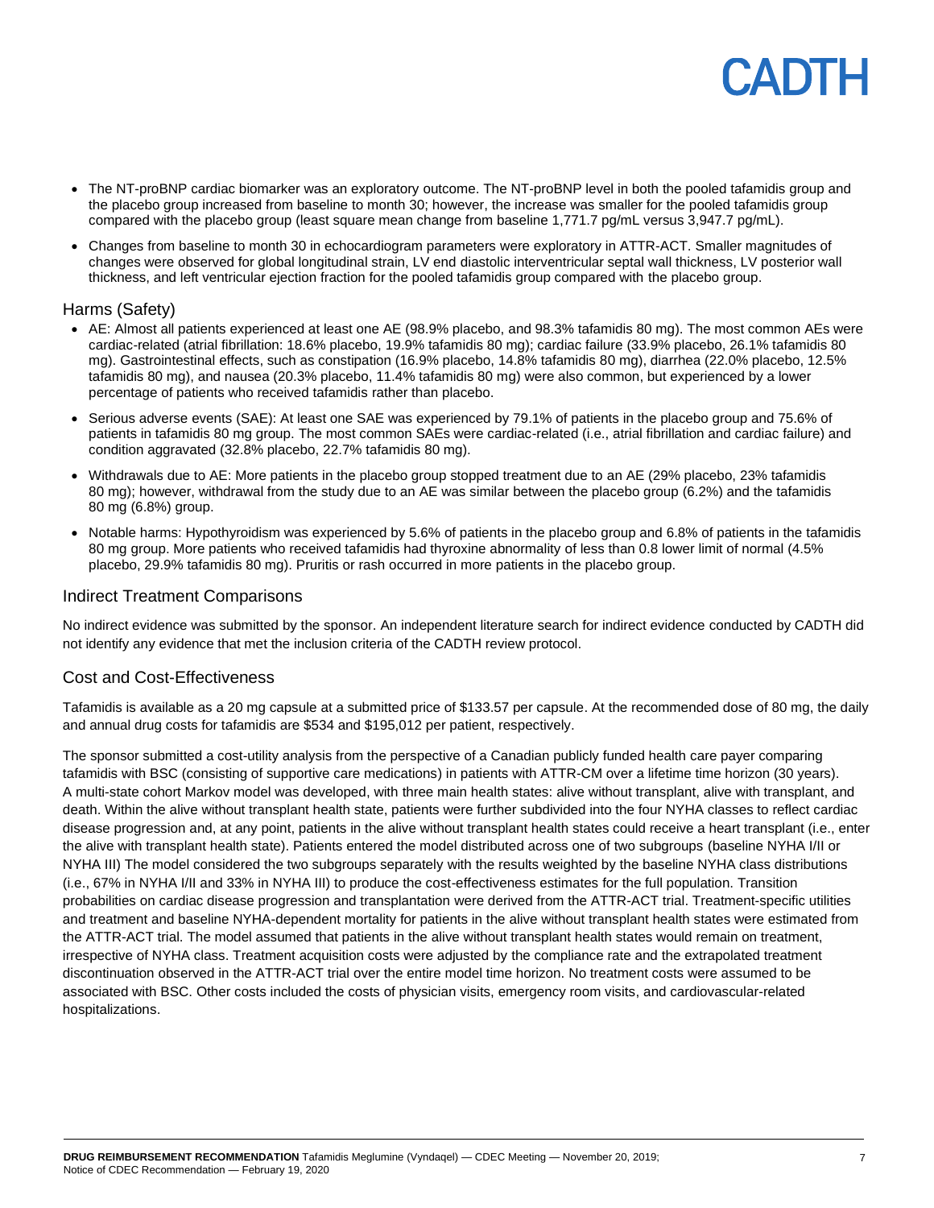- The NT-proBNP cardiac biomarker was an exploratory outcome. The NT-proBNP level in both the pooled tafamidis group and the placebo group increased from baseline to month 30; however, the increase was smaller for the pooled tafamidis group compared with the placebo group (least square mean change from baseline 1,771.7 pg/mL versus 3,947.7 pg/mL).
- Changes from baseline to month 30 in echocardiogram parameters were exploratory in ATTR-ACT. Smaller magnitudes of changes were observed for global longitudinal strain, LV end diastolic interventricular septal wall thickness, LV posterior wall thickness, and left ventricular ejection fraction for the pooled tafamidis group compared with the placebo group.

## Harms (Safety)

- AE: Almost all patients experienced at least one AE (98.9% placebo, and 98.3% tafamidis 80 mg). The most common AEs were cardiac-related (atrial fibrillation: 18.6% placebo, 19.9% tafamidis 80 mg); cardiac failure (33.9% placebo, 26.1% tafamidis 80 mg). Gastrointestinal effects, such as constipation (16.9% placebo, 14.8% tafamidis 80 mg), diarrhea (22.0% placebo, 12.5% tafamidis 80 mg), and nausea (20.3% placebo, 11.4% tafamidis 80 mg) were also common, but experienced by a lower percentage of patients who received tafamidis rather than placebo.
- Serious adverse events (SAE): At least one SAE was experienced by 79.1% of patients in the placebo group and 75.6% of patients in tafamidis 80 mg group. The most common SAEs were cardiac-related (i.e., atrial fibrillation and cardiac failure) and condition aggravated (32.8% placebo, 22.7% tafamidis 80 mg).
- Withdrawals due to AE: More patients in the placebo group stopped treatment due to an AE (29% placebo, 23% tafamidis 80 mg); however, withdrawal from the study due to an AE was similar between the placebo group (6.2%) and the tafamidis 80 mg (6.8%) group.
- Notable harms: Hypothyroidism was experienced by 5.6% of patients in the placebo group and 6.8% of patients in the tafamidis 80 mg group. More patients who received tafamidis had thyroxine abnormality of less than 0.8 lower limit of normal (4.5% placebo, 29.9% tafamidis 80 mg). Pruritis or rash occurred in more patients in the placebo group.

## Indirect Treatment Comparisons

No indirect evidence was submitted by the sponsor. An independent literature search for indirect evidence conducted by CADTH did not identify any evidence that met the inclusion criteria of the CADTH review protocol.

## Cost and Cost-Effectiveness

Tafamidis is available as a 20 mg capsule at a submitted price of $133.57 per capsule. At the recommended dose of 80 mg, the daily and annual drug costs for tafamidis are $534 and $195,012 per patient, respectively.

The sponsor submitted a cost-utility analysis from the perspective of a Canadian publicly funded health care payer comparing tafamidis with BSC (consisting of supportive care medications) in patients with ATTR-CM over a lifetime time horizon (30 years). A multi-state cohort Markov model was developed, with three main health states: alive without transplant, alive with transplant, and death. Within the alive without transplant health state, patients were further subdivided into the four NYHA classes to reflect cardiac disease progression and, at any point, patients in the alive without transplant health states could receive a heart transplant (i.e., enter the alive with transplant health state). Patients entered the model distributed across one of two subgroups (baseline NYHA I/II or NYHA III) The model considered the two subgroups separately with the results weighted by the baseline NYHA class distributions (i.e., 67% in NYHA I/II and 33% in NYHA III) to produce the cost-effectiveness estimates for the full population. Transition probabilities on cardiac disease progression and transplantation were derived from the ATTR-ACT trial. Treatment-specific utilities and treatment and baseline NYHA-dependent mortality for patients in the alive without transplant health states were estimated from the ATTR-ACT trial. The model assumed that patients in the alive without transplant health states would remain on treatment, irrespective of NYHA class. Treatment acquisition costs were adjusted by the compliance rate and the extrapolated treatment discontinuation observed in the ATTR-ACT trial over the entire model time horizon. No treatment costs were assumed to be associated with BSC. Other costs included the costs of physician visits, emergency room visits, and cardiovascular-related hospitalizations.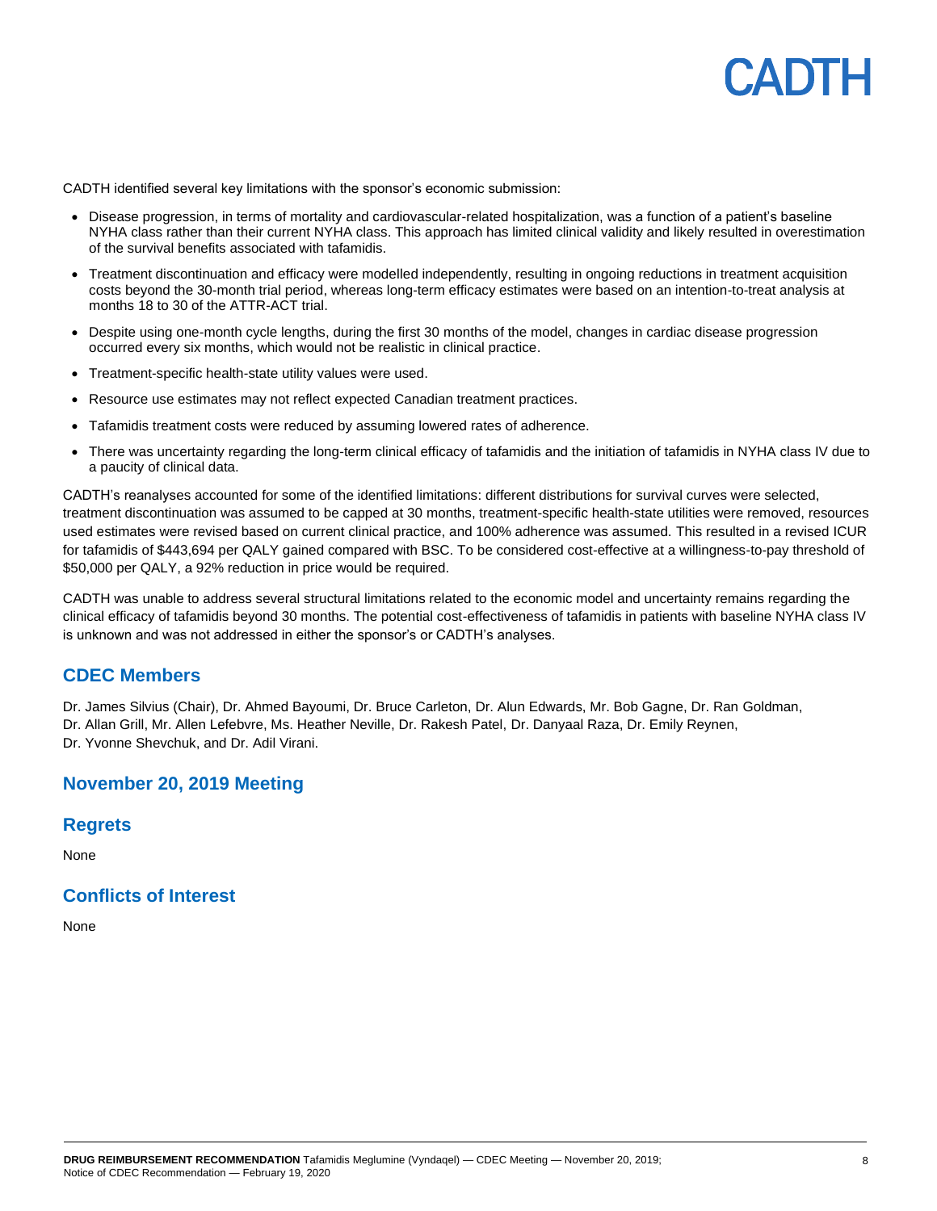CADTH identified several key limitations with the sponsor's economic submission:

- Disease progression, in terms of mortality and cardiovascular-related hospitalization, was a function of a patient's baseline NYHA class rather than their current NYHA class. This approach has limited clinical validity and likely resulted in overestimation of the survival benefits associated with tafamidis.
- Treatment discontinuation and efficacy were modelled independently, resulting in ongoing reductions in treatment acquisition costs beyond the 30-month trial period, whereas long-term efficacy estimates were based on an intention-to-treat analysis at months 18 to 30 of the ATTR-ACT trial.
- Despite using one-month cycle lengths, during the first 30 months of the model, changes in cardiac disease progression occurred every six months, which would not be realistic in clinical practice.
- Treatment-specific health-state utility values were used.
- Resource use estimates may not reflect expected Canadian treatment practices.
- Tafamidis treatment costs were reduced by assuming lowered rates of adherence.
- There was uncertainty regarding the long-term clinical efficacy of tafamidis and the initiation of tafamidis in NYHA class IV due to a paucity of clinical data.

CADTH's reanalyses accounted for some of the identified limitations: different distributions for survival curves were selected, treatment discontinuation was assumed to be capped at 30 months, treatment-specific health-state utilities were removed, resources used estimates were revised based on current clinical practice, and 100% adherence was assumed. This resulted in a revised ICUR for tafamidis of $443,694 per QALY gained compared with BSC. To be considered cost-effective at a willingness-to-pay threshold of $50,000 per QALY, a 92% reduction in price would be required.

CADTH was unable to address several structural limitations related to the economic model and uncertainty remains regarding the clinical efficacy of tafamidis beyond 30 months. The potential cost-effectiveness of tafamidis in patients with baseline NYHA class IV is unknown and was not addressed in either the sponsor's or CADTH's analyses.

## CDEC Members

Dr. James Silvius (Chair), Dr. Ahmed Bayoumi, Dr. Bruce Carleton, Dr. Alun Edwards, Mr. Bob Gagne, Dr. Ran Goldman, Dr. Allan Grill, Mr. Allen Lefebvre, Ms. Heather Neville, Dr. Rakesh Patel, Dr. Danyaal Raza, Dr. Emily Reynen, Dr. Yvonne Shevchuk, and Dr. Adil Virani.

## November 20, 2019 Meeting

## Regrets

None

## Conflicts of Interest

None